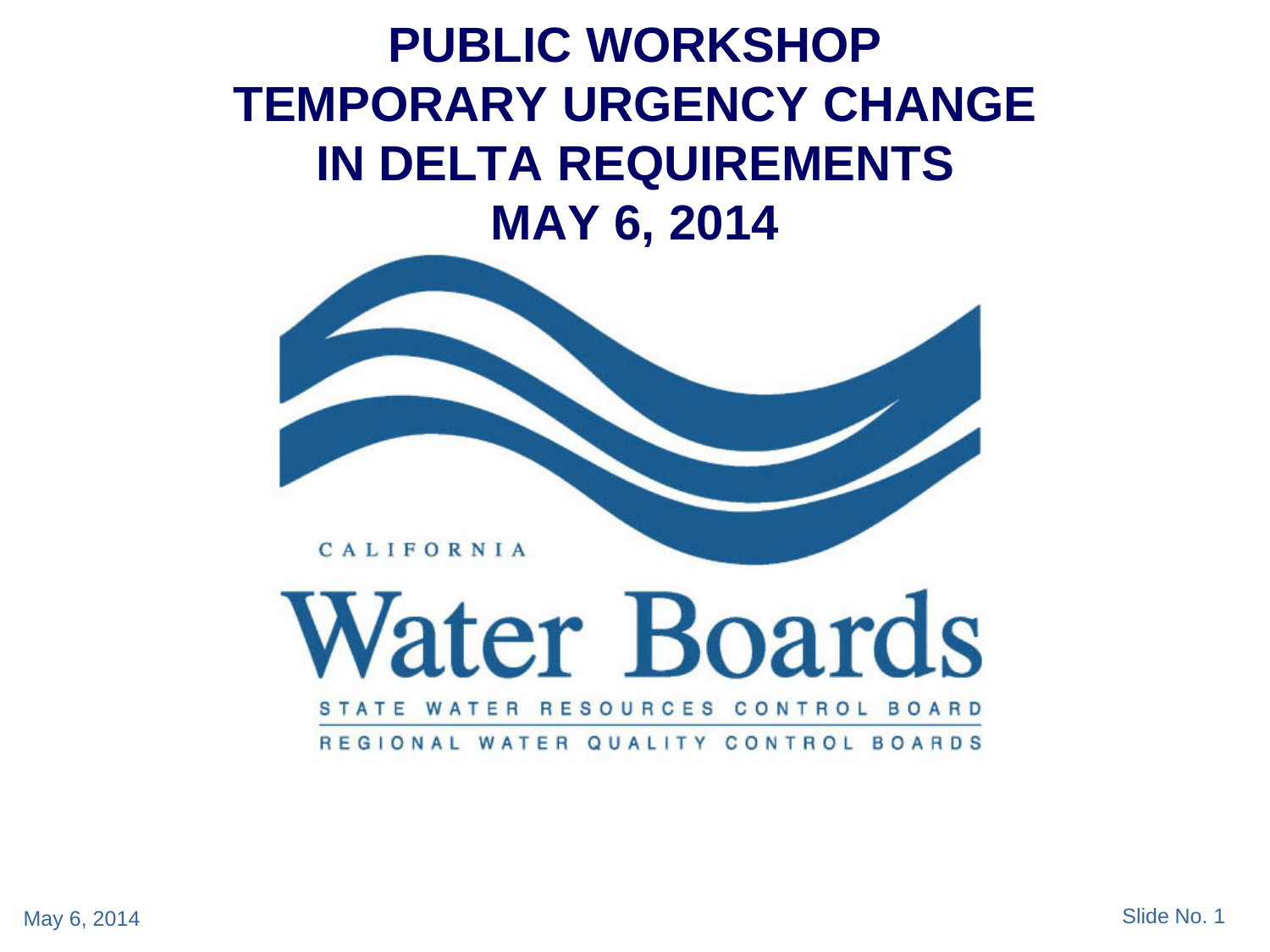# PUBLIC WORKSHOP TEMPORARY URGENCY CHANGE IN DELTA REQUIREMENTS MAY 6, 2014

CALIFORNIA

Water Boards

STATE WATER RESOURCES CONTROL BOARD

REGIONAL WATER QUALITY CONTROL BOARDS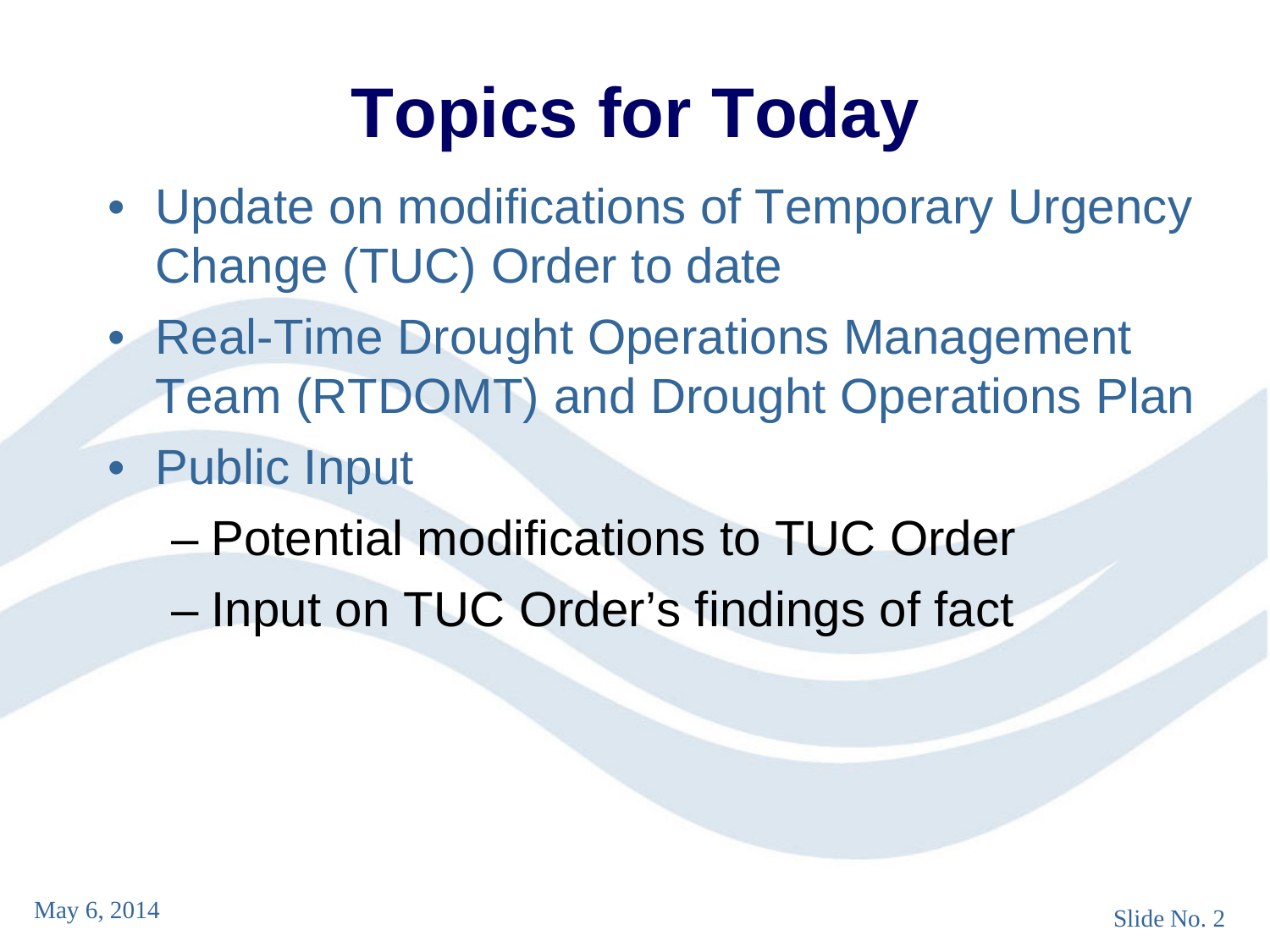# Topics for Today

- Update on modifications of Temporary Urgency Change (TUC) Order to date
- Real-Time Drought Operations Management Team (RTDOMT) and Drought Operations Plan
- Public Input
  - Potential modifications to TUC Order
  - Input on TUC Order's findings of fact

May 6, 2014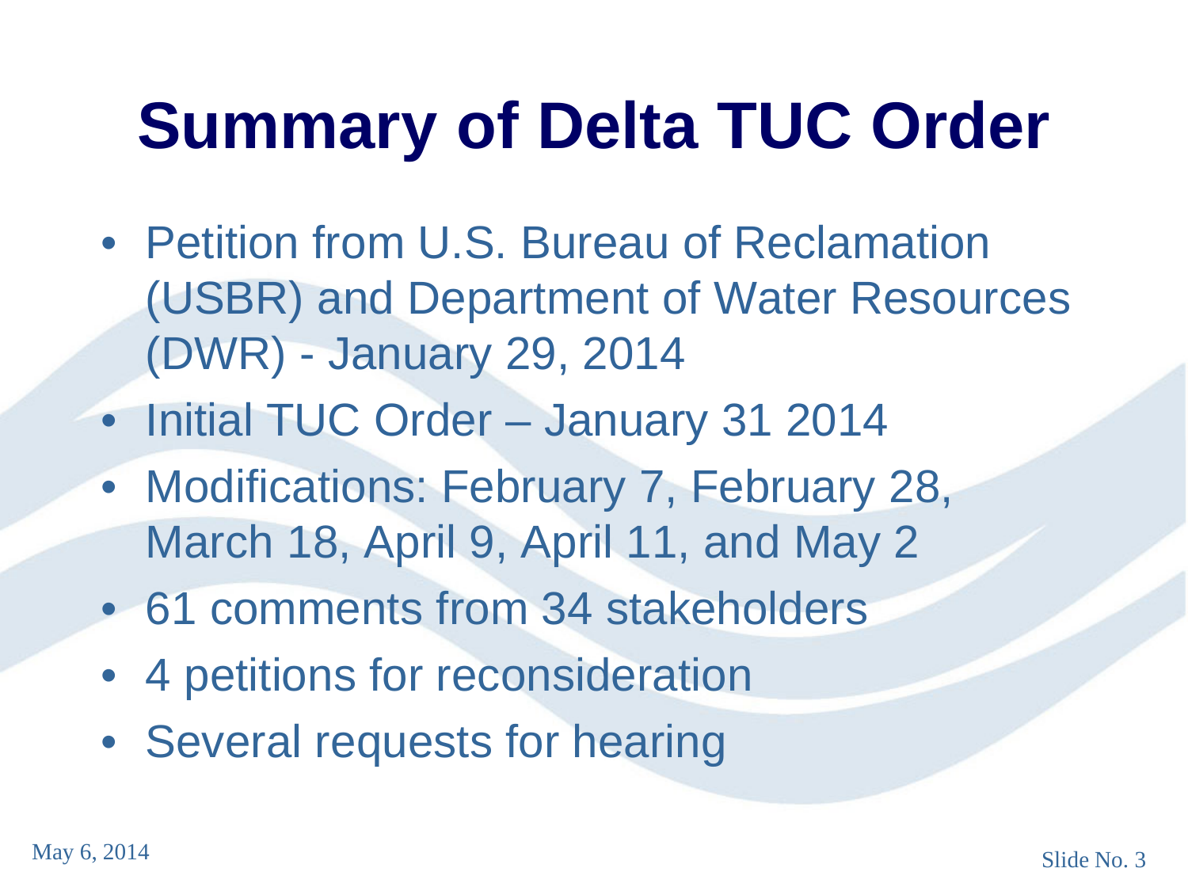# Summary of Delta TUC Order

- Petition from U.S. Bureau of Reclamation (USBR) and Department of Water Resources (DWR) - January 29, 2014
- Initial TUC Order – January 31 2014
- Modifications: February 7, February 28, March 18, April 9, April 11, and May 2
- 61 comments from 34 stakeholders
- 4 petitions for reconsideration
- Several requests for hearing

May 6, 2014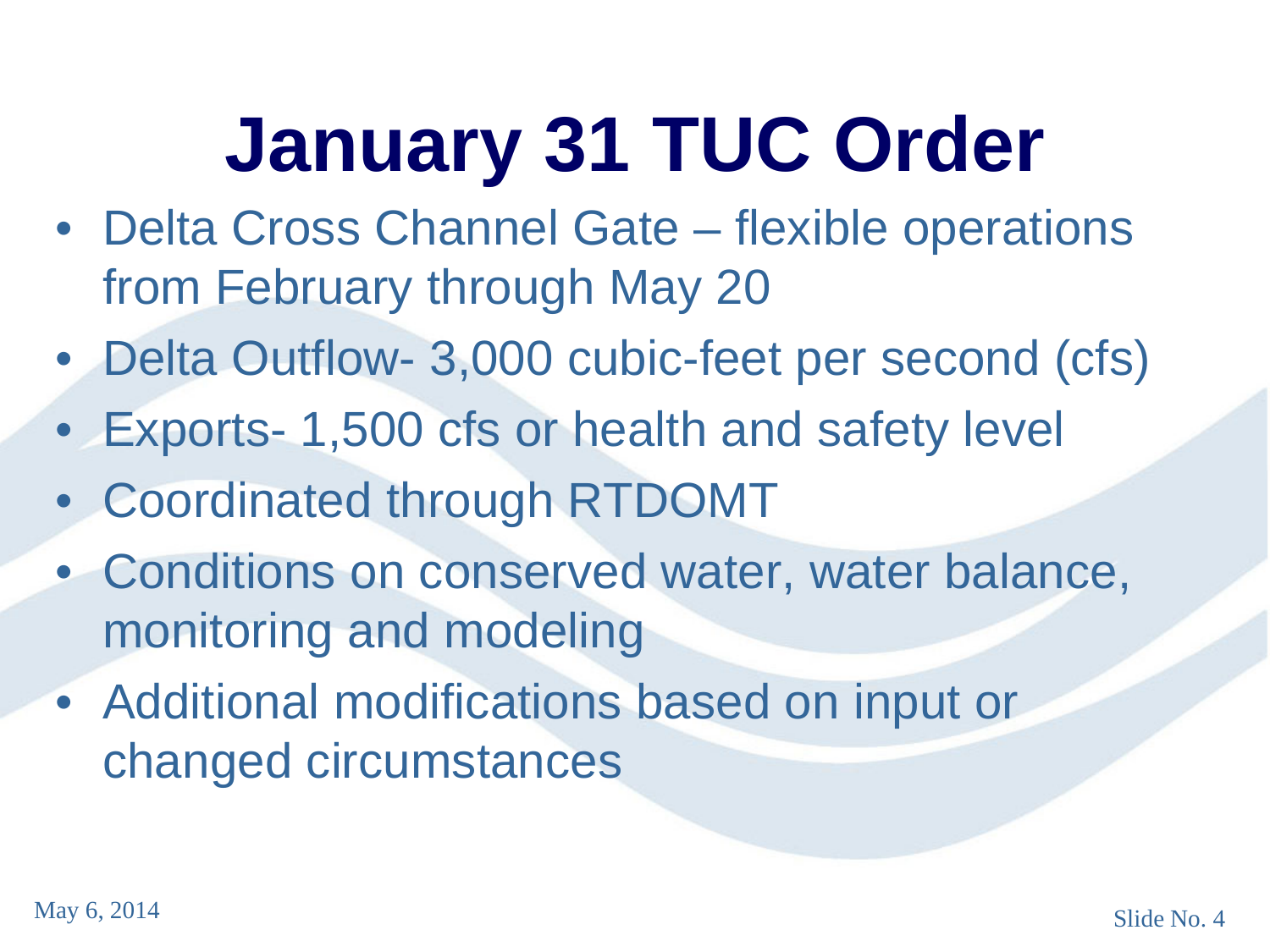# January 31 TUC Order

- Delta Cross Channel Gate – flexible operations from February through May 20
- Delta Outflow- 3,000 cubic-feet per second (cfs)
- Exports- 1,500 cfs or health and safety level
- Coordinated through RTDOMT
- Conditions on conserved water, water balance, monitoring and modeling
- Additional modifications based on input or changed circumstances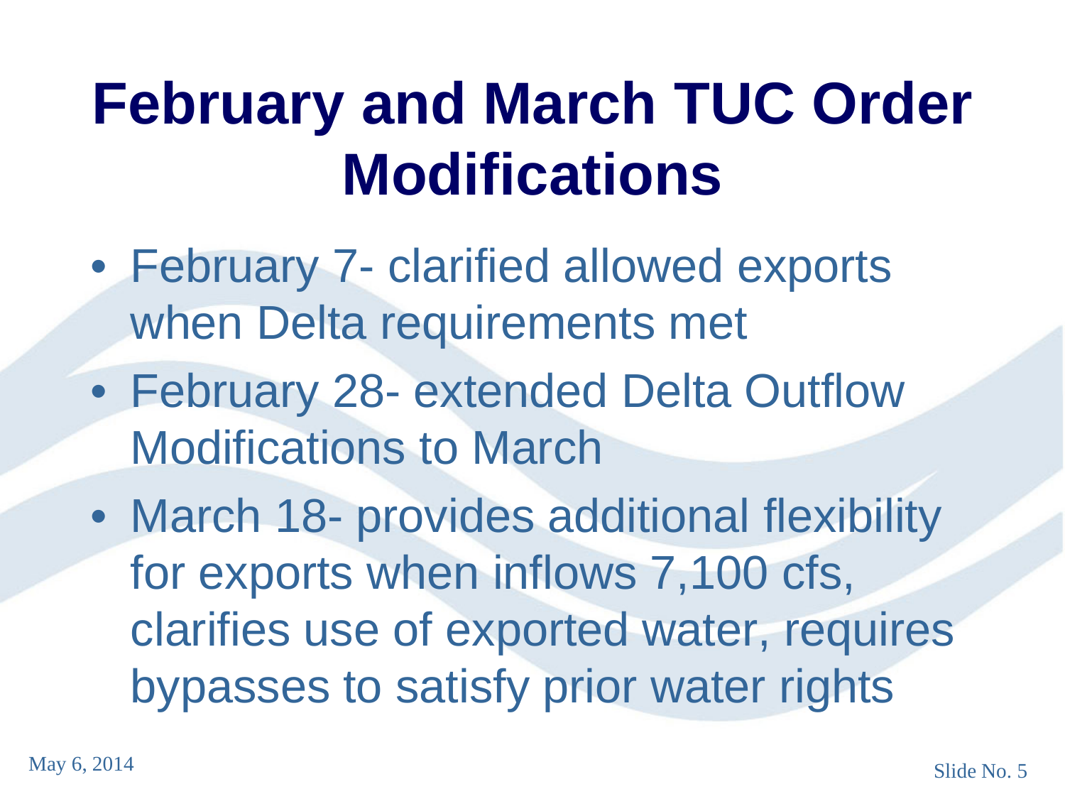# February and March TUC Order Modifications

- February 7- clarified allowed exports when Delta requirements met
- February 28- extended Delta Outflow Modifications to March
- March 18- provides additional flexibility for exports when inflows 7,100 cfs, clarifies use of exported water, requires bypasses to satisfy prior water rights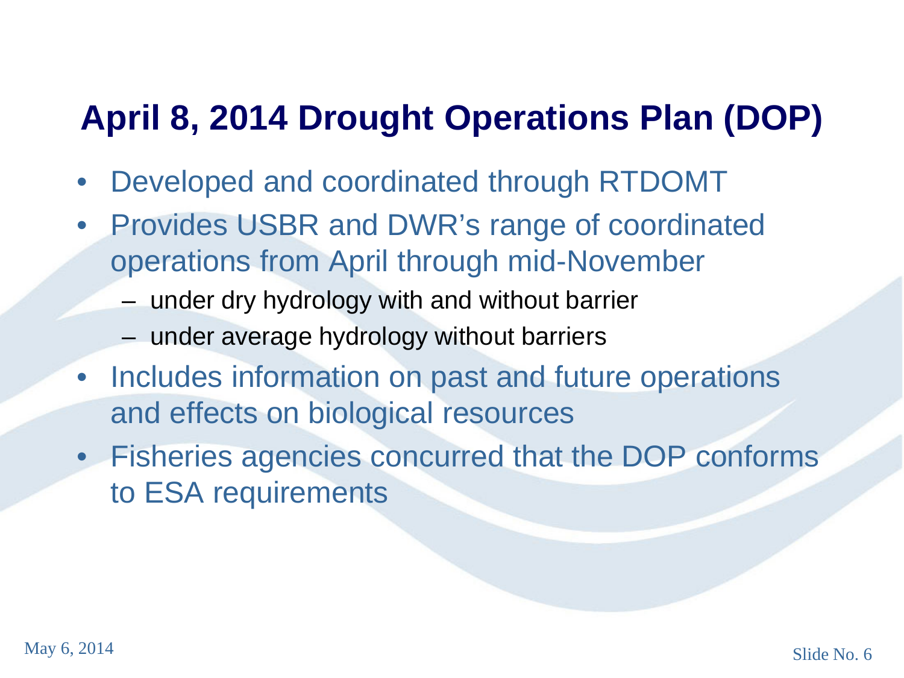# April 8, 2014 Drought Operations Plan (DOP)

- Developed and coordinated through RTDOMT
- Provides USBR and DWR's range of coordinated operations from April through mid-November
  - under dry hydrology with and without barrier
  - under average hydrology without barriers
- Includes information on past and future operations and effects on biological resources
- Fisheries agencies concurred that the DOP conforms to ESA requirements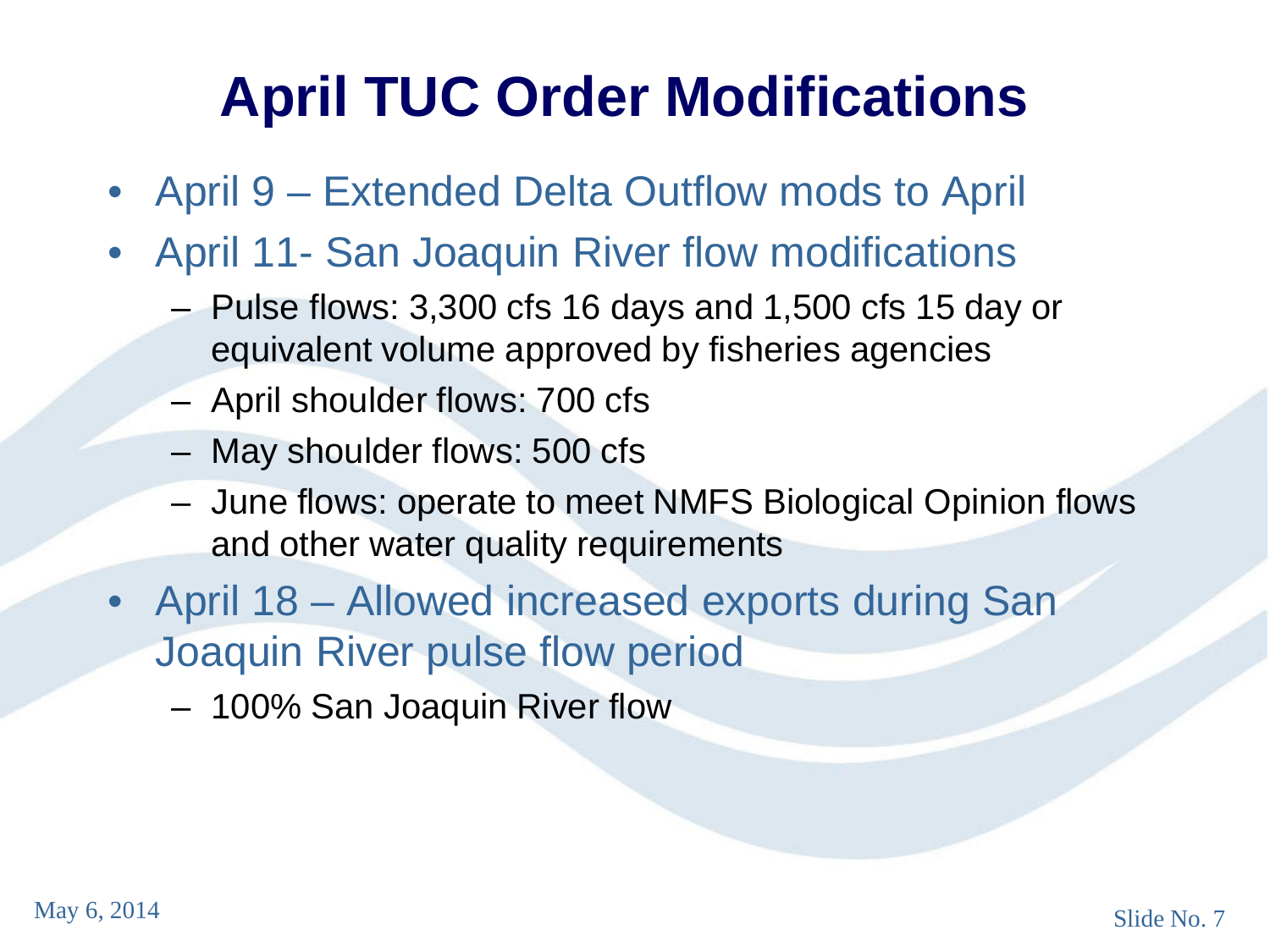# April TUC Order Modifications

- April 9 – Extended Delta Outflow mods to April
- April 11- San Joaquin River flow modifications
  - Pulse flows: 3,300 cfs 16 days and 1,500 cfs 15 day or equivalent volume approved by fisheries agencies
  - April shoulder flows: 700 cfs
  - May shoulder flows: 500 cfs
  - June flows: operate to meet NMFS Biological Opinion flows and other water quality requirements
- April 18 – Allowed increased exports during San Joaquin River pulse flow period
  - 100% San Joaquin River flow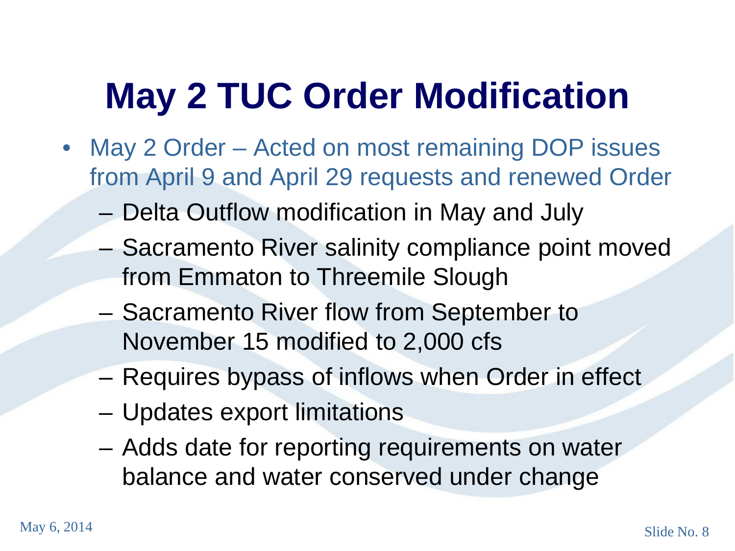# May 2 TUC Order Modification

- May 2 Order – Acted on most remaining DOP issues from April 9 and April 29 requests and renewed Order
  - Delta Outflow modification in May and July
  - Sacramento River salinity compliance point moved from Emmaton to Threemile Slough
  - Sacramento River flow from September to November 15 modified to 2,000 cfs
  - Requires bypass of inflows when Order in effect
  - Updates export limitations
  - Adds date for reporting requirements on water balance and water conserved under change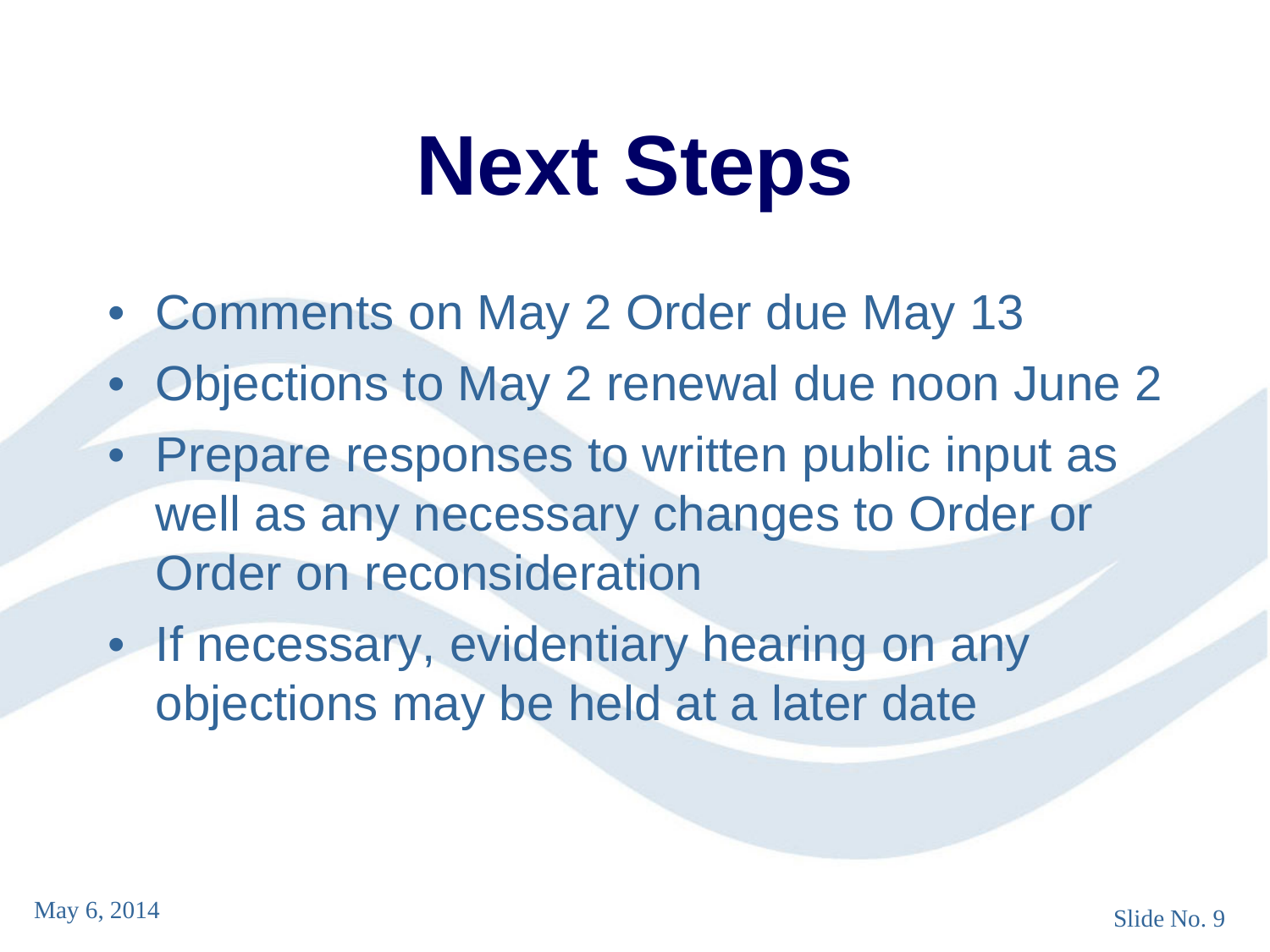# Next Steps

- Comments on May 2 Order due May 13
- Objections to May 2 renewal due noon June 2
- Prepare responses to written public input as well as any necessary changes to Order or Order on reconsideration
- If necessary, evidentiary hearing on any objections may be held at a later date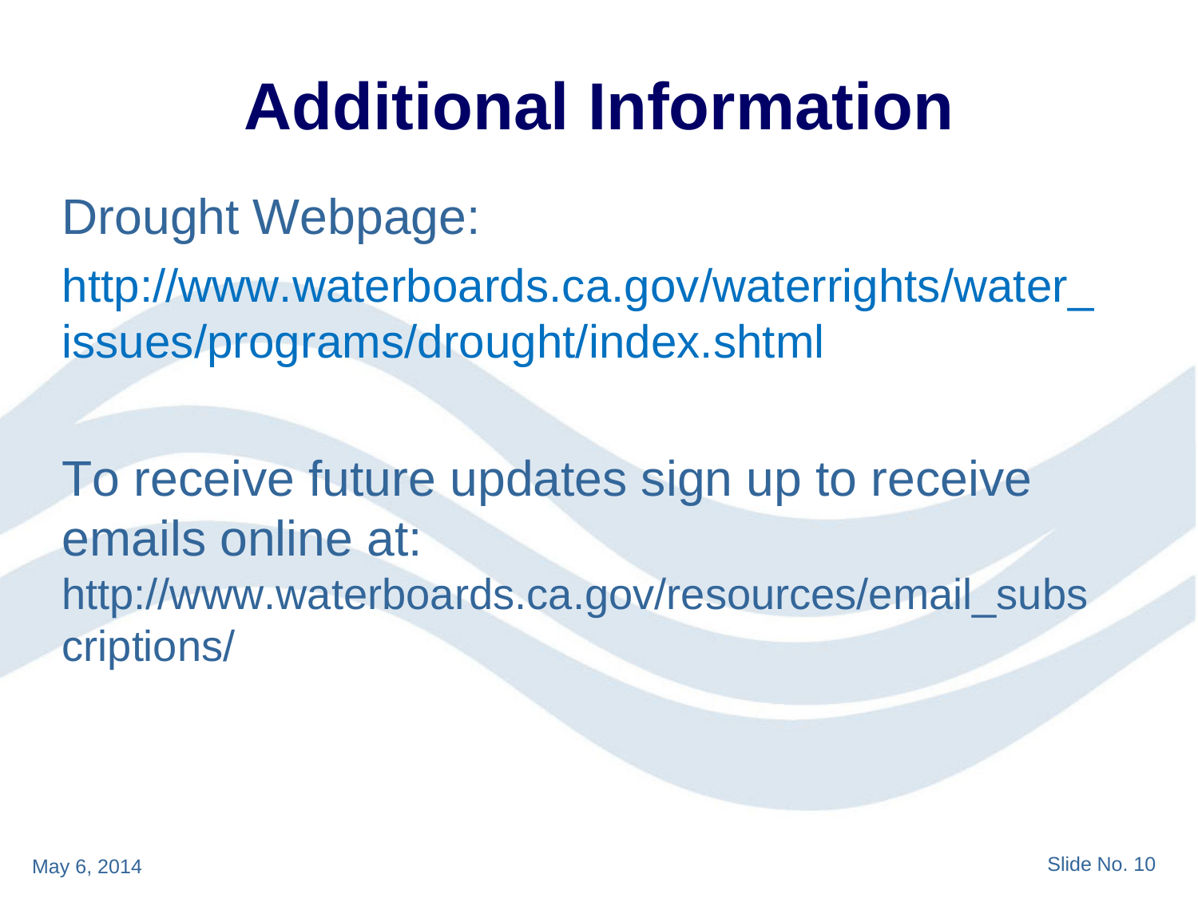# Additional Information

Drought Webpage:

http://www.waterboards.ca.gov/waterrights/water_issues/programs/drought/index.shtml

To receive future updates sign up to receive emails online at: http://www.waterboards.ca.gov/resources/email_subscriptions/

May 6, 2014